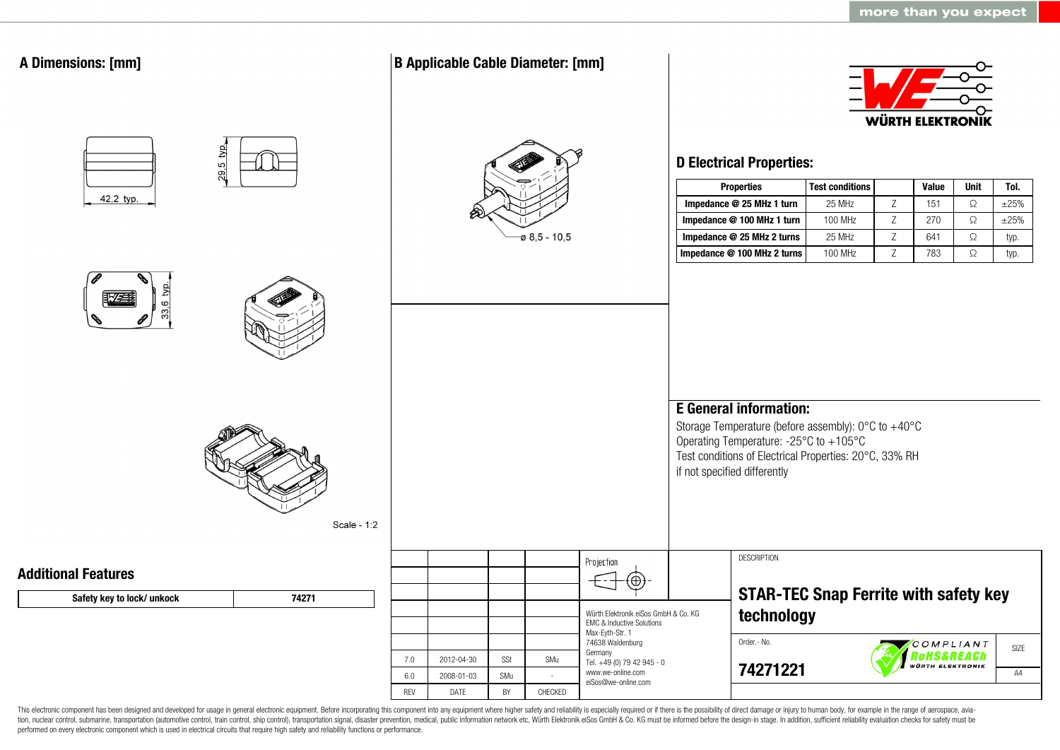## A Dimensions: [mm]

42,2 typ.

29,5 typ.

33,6 typ.

Scale - 1:2

## B Applicable Cable Diameter: [mm]

ø 8,5 - 10,5

## D Electrical Properties:

| Properties | Test conditions | | Value | Unit | Tol. |
|---|---|---|---|---|---|
| Impedance @ 25 MHz 1 turn | 25 MHz | Z | 151 | Ω | ±25% |
| Impedance @ 100 MHz 1 turn | 100 MHz | Z | 270 | Ω | ±25% |
| Impedance @ 25 MHz 2 turns | 25 MHz | Z | 641 | Ω | typ. |
| Impedance @ 100 MHz 2 turns | 100 MHz | Z | 783 | Ω | typ. |

## E General information:

Storage Temperature (before assembly): 0°C to +40°C
Operating Temperature: -25°C to +105°C
Test conditions of Electrical Properties: 20°C, 33% RH
if not specified differently

## Additional Features

| Safety key to lock/ unkock | 74271 |
|---|---|

| REV | DATE | BY | CHECKED |
|---|---|---|---|
| 7.0 | 2012-04-30 | SSt | SMu |
| 6.0 | 2008-01-03 | SMu | - |

Projection

Würth Elektronik eiSos GmbH & Co. KG
EMC & Inductive Solutions
Max-Eyth-Str. 1
74638 Waldenburg
Germany
Tel. +49 (0) 79 42 945 - 0
www.we-online.com
eiSos@we-online.com

DESCRIPTION

**STAR-TEC Snap Ferrite with safety key technology**

Order.- No.

**74271221**

COMPLIANT RoHS&REACh WÜRTH ELEKTRONIK

SIZE A4

This electronic component has been designed and developed for usage in general electronic equipment. Before incorporating this component into any equipment where higher safety and reliability is especially required or if there is the possibility of direct damage or injury to human body, for example in the range of aerospace, aviation, nuclear control, submarine, transportation (automotive control, train control, ship control), transportation signal, disaster prevention, medical, public information network etc, Würth Elektronik eiSos GmbH & Co. KG must be informed before the design-in stage. In addition, sufficient reliability evaluation checks for safety must be performed on every electronic component which is used in electrical circuits that require high safety and reliability functions or performance.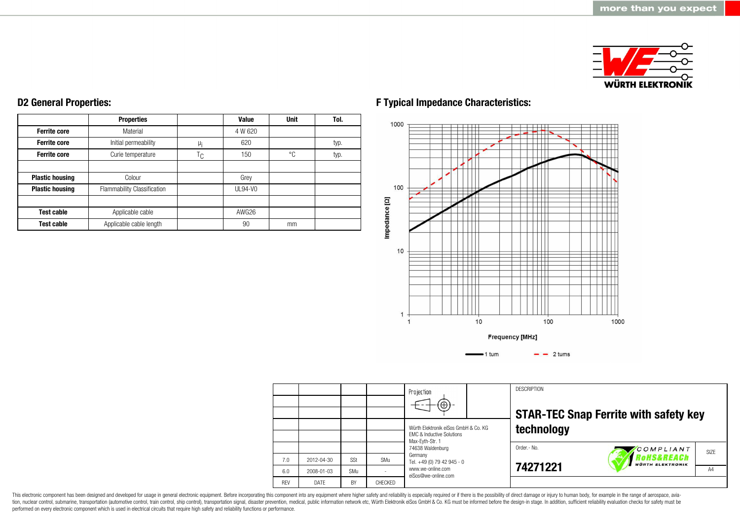## D2 General Properties:

| | Properties | | Value | Unit | Tol. |
|---|---|---|---|---|---|
| **Ferrite core** | Material | | 4 W 620 | | |
| **Ferrite core** | Initial permeability | $\mu_i$ | 620 | | typ. |
| **Ferrite core** | Curie temperature | $T_C$ | 150 | °C | typ. |
| | | | | | |
| **Plastic housing** | Colour | | Grey | | |
| **Plastic housing** | Flammability Classification | | UL94-V0 | | |
| | | | | | |
| **Test cable** | Applicable cable | | AWG26 | | |
| **Test cable** | Applicable cable length | | 90 | mm | |

## F Typical Impedance Characteristics:

Impedance [Ω]

Frequency [MHz]

1 turn — 2 turns

| | | | | Projection | DESCRIPTION |
|---|---|---|---|---|---|
| | | | | | **STAR-TEC Snap Ferrite with safety key technology** |
| 7.0 | 2012-04-30 | SSt | SMu | Würth Elektronik eiSos GmbH & Co. KG<br>EMC & Inductive Solutions<br>Max-Eyth-Str. 1<br>74638 Waldenburg<br>Germany<br>Tel. +49 (0) 79 42 945 - 0<br>www.we-online.com<br>eiSos@we-online.com | Order.- No. **74271221** |
| 6.0 | 2008-01-03 | SMu | - | | SIZE A4 |
| REV | DATE | BY | CHECKED | | |

This electronic component has been designed and developed for usage in general electronic equipment. Before incorporating this component into any equipment where higher safety and reliability is especially required or if there is the possibility of direct damage or injury to human body, for example in the range of aerospace, aviation, nuclear control, submarine, transportation (automotive control, train control, ship control), transportation signal, disaster prevention, medical, public information network etc, Würth Elektronik eiSos GmbH & Co. KG must be informed before the design-in stage. In addition, sufficient reliability evaluation checks for safety must be performed on every electronic component which is used in electrical circuits that require high safety and reliability functions or performance.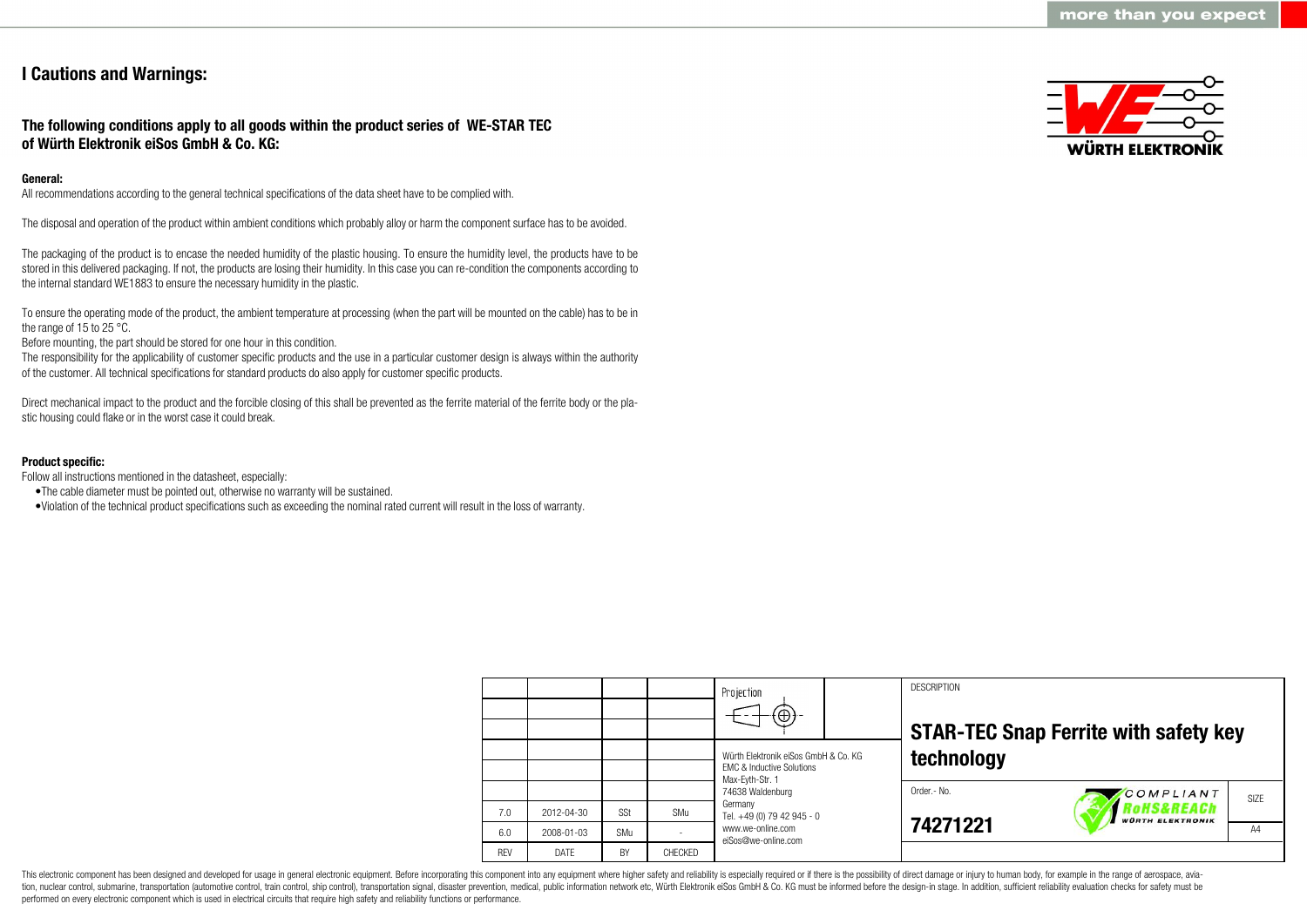# I Cautions and Warnings:

## The following conditions apply to all goods within the product series of WE-STAR TEC of Würth Elektronik eiSos GmbH & Co. KG:

**General:**

All recommendations according to the general technical specifications of the data sheet have to be complied with.

The disposal and operation of the product within ambient conditions which probably alloy or harm the component surface has to be avoided.

The packaging of the product is to encase the needed humidity of the plastic housing. To ensure the humidity level, the products have to be stored in this delivered packaging. If not, the products are losing their humidity. In this case you can re-condition the components according to the internal standard WE1883 to ensure the necessary humidity in the plastic.

To ensure the operating mode of the product, the ambient temperature at processing (when the part will be mounted on the cable) has to be in the range of 15 to 25 °C.
Before mounting, the part should be stored for one hour in this condition.
The responsibility for the applicability of customer specific products and the use in a particular customer design is always within the authority of the customer. All technical specifications for standard products do also apply for customer specific products.

Direct mechanical impact to the product and the forcible closing of this shall be prevented as the ferrite material of the ferrite body or the plastic housing could flake or in the worst case it could break.

**Product specific:**

Follow all instructions mentioned in the datasheet, especially:

- The cable diameter must be pointed out, otherwise no warranty will be sustained.
- Violation of the technical product specifications such as exceeding the nominal rated current will result in the loss of warranty.

| | | | | Projection | DESCRIPTION |
|---|---|---|---|---|---|
| | | | | | **STAR-TEC Snap Ferrite with safety key technology** |
| | | | | Würth Elektronik eiSos GmbH & Co. KG<br>EMC & Inductive Solutions<br>Max-Eyth-Str. 1<br>74638 Waldenburg<br>Germany<br>Tel. +49 (0) 79 42 945 - 0<br>www.we-online.com<br>eiSos@we-online.com | Order.- No. **74271221** |
| 7.0 | 2012-04-30 | SSt | SMu | | SIZE A4 |
| 6.0 | 2008-01-03 | SMu | - | | |
| REV | DATE | BY | CHECKED | | |

This electronic component has been designed and developed for usage in general electronic equipment. Before incorporating this component into any equipment where higher safety and reliability is especially required or if there is the possibility of direct damage or injury to human body, for example in the range of aerospace, aviation, nuclear control, submarine, transportation (automotive control, train control, ship control), transportation signal, disaster prevention, medical, public information network etc, Würth Elektronik eiSos GmbH & Co. KG must be informed before the design-in stage. In addition, sufficient reliability evaluation checks for safety must be performed on every electronic component which is used in electrical circuits that require high safety and reliability functions or performance.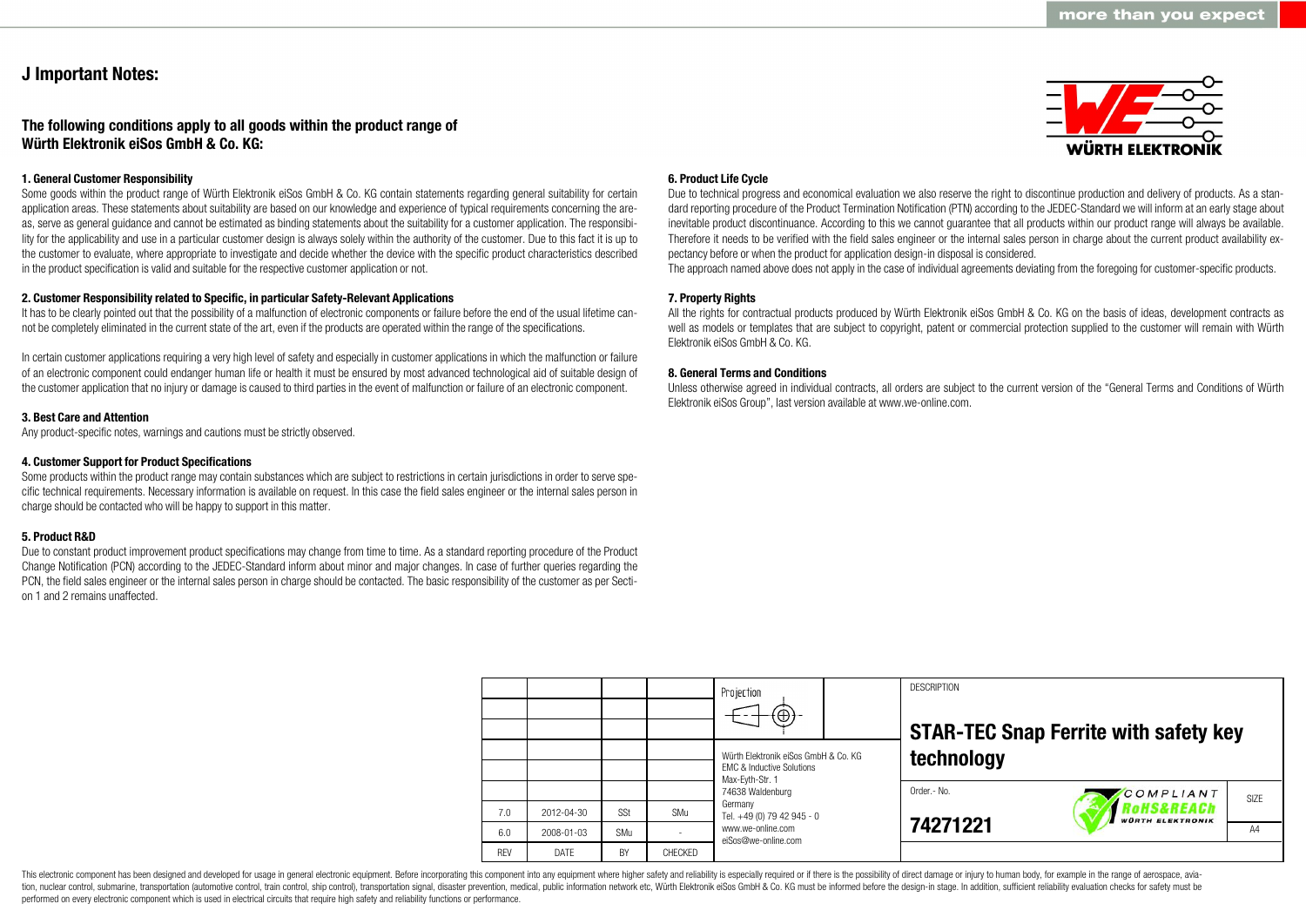# J Important Notes:

## The following conditions apply to all goods within the product range of Würth Elektronik eiSos GmbH & Co. KG:

### 1. General Customer Responsibility

Some goods within the product range of Würth Elektronik eiSos GmbH & Co. KG contain statements regarding general suitability for certain application areas. These statements about suitability are based on our knowledge and experience of typical requirements concerning the areas, serve as general guidance and cannot be estimated as binding statements about the suitability for a customer application. The responsibility for the applicability and use in a particular customer design is always solely within the authority of the customer. Due to this fact it is up to the customer to evaluate, where appropriate to investigate and decide whether the device with the specific product characteristics described in the product specification is valid and suitable for the respective customer application or not.

### 2. Customer Responsibility related to Specific, in particular Safety-Relevant Applications

It has to be clearly pointed out that the possibility of a malfunction of electronic components or failure before the end of the usual lifetime cannot be completely eliminated in the current state of the art, even if the products are operated within the range of the specifications.

In certain customer applications requiring a very high level of safety and especially in customer applications in which the malfunction or failure of an electronic component could endanger human life or health it must be ensured by most advanced technological aid of suitable design of the customer application that no injury or damage is caused to third parties in the event of malfunction or failure of an electronic component.

### 3. Best Care and Attention

Any product-specific notes, warnings and cautions must be strictly observed.

### 4. Customer Support for Product Specifications

Some products within the product range may contain substances which are subject to restrictions in certain jurisdictions in order to serve specific technical requirements. Necessary information is available on request. In this case the field sales engineer or the internal sales person in charge should be contacted who will be happy to support in this matter.

### 5. Product R&D

Due to constant product improvement product specifications may change from time to time. As a standard reporting procedure of the Product Change Notification (PCN) according to the JEDEC-Standard inform about minor and major changes. In case of further queries regarding the PCN, the field sales engineer or the internal sales person in charge should be contacted. The basic responsibility of the customer as per Section 1 and 2 remains unaffected.

### 6. Product Life Cycle

Due to technical progress and economical evaluation we also reserve the right to discontinue production and delivery of products. As a standard reporting procedure of the Product Termination Notification (PTN) according to the JEDEC-Standard we will inform at an early stage about inevitable product discontinuance. According to this we cannot guarantee that all products within our product range will always be available. Therefore it needs to be verified with the field sales engineer or the internal sales person in charge about the current product availability expectancy before or when the product for application design-in disposal is considered.

The approach named above does not apply in the case of individual agreements deviating from the foregoing for customer-specific products.

### 7. Property Rights

All the rights for contractual products produced by Würth Elektronik eiSos GmbH & Co. KG on the basis of ideas, development contracts as well as models or templates that are subject to copyright, patent or commercial protection supplied to the customer will remain with Würth Elektronik eiSos GmbH & Co. KG.

### 8. General Terms and Conditions

Unless otherwise agreed in individual contracts, all orders are subject to the current version of the "General Terms and Conditions of Würth Elektronik eiSos Group", last version available at www.we-online.com.

| REV | DATE | BY | CHECKED |
|---|---|---|---|
| 7.0 | 2012-04-30 | SSt | SMu |
| 6.0 | 2008-01-03 | SMu | - |

Projection

Würth Elektronik eiSos GmbH & Co. KG
EMC & Inductive Solutions
Max-Eyth-Str. 1
74638 Waldenburg
Germany
Tel. +49 (0) 79 42 945 - 0
www.we-online.com
eiSos@we-online.com

DESCRIPTION

**STAR-TEC Snap Ferrite with safety key technology**

Order.- No.

**74271221**

COMPLIANT RoHS&REACh WÜRTH ELEKTRONIK

SIZE: A4

This electronic component has been designed and developed for usage in general electronic equipment. Before incorporating this component into any equipment where higher safety and reliability is especially required or if there is the possibility of direct damage or injury to human body, for example in the range of aerospace, aviation, nuclear control, submarine, transportation (automotive control, train control, ship control), transportation signal, disaster prevention, medical, public information network etc, Würth Elektronik eiSos GmbH & Co. KG must be informed before the design-in stage. In addition, sufficient reliability evaluation checks for safety must be performed on every electronic component which is used in electrical circuits that require high safety and reliability functions or performance.